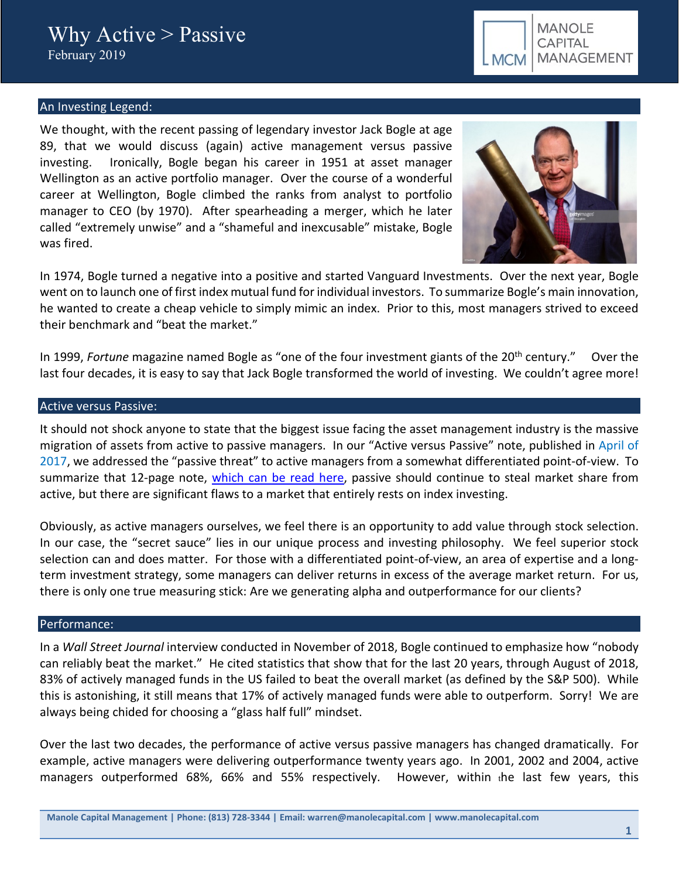# Why Active > Passive

February 2019

MANOLE CAPITAL MANAGEMENT

## An Investing Legend:

We thought, with the recent passing of legendary investor Jack Bogle at age 89, that we would discuss (again) active management versus passive investing. Ironically, Bogle began his career in 1951 at asset manager Wellington as an active portfolio manager. Over the course of a wonderful career at Wellington, Bogle climbed the ranks from analyst to portfolio manager to CEO (by 1970). After spearheading a merger, which he later called "extremely unwise" and a "shameful and inexcusable" mistake, Bogle was fired.

In 1974, Bogle turned a negative into a positive and started Vanguard Investments. Over the next year, Bogle went on to launch one of first index mutual fund for individual investors. To summarize Bogle's main innovation, he wanted to create a cheap vehicle to simply mimic an index. Prior to this, most managers strived to exceed their benchmark and "beat the market."

In 1999, *Fortune* magazine named Bogle as "one of the four investment giants of the 20th century." Over the last four decades, it is easy to say that Jack Bogle transformed the world of investing. We couldn't agree more!

## Active versus Passive:

It should not shock anyone to state that the biggest issue facing the asset management industry is the massive migration of assets from active to passive managers. In our "Active versus Passive" note, published in April of 2017, we addressed the "passive threat" to active managers from a somewhat differentiated point-of-view. To summarize that 12-page note, which can be read here, passive should continue to steal market share from active, but there are significant flaws to a market that entirely rests on index investing.

Obviously, as active managers ourselves, we feel there is an opportunity to add value through stock selection. In our case, the "secret sauce" lies in our unique process and investing philosophy. We feel superior stock selection can and does matter. For those with a differentiated point-of-view, an area of expertise and a long-term investment strategy, some managers can deliver returns in excess of the average market return. For us, there is only one true measuring stick: Are we generating alpha and outperformance for our clients?

## Performance:

In a *Wall Street Journal* interview conducted in November of 2018, Bogle continued to emphasize how "nobody can reliably beat the market." He cited statistics that show that for the last 20 years, through August of 2018, 83% of actively managed funds in the US failed to beat the overall market (as defined by the S&P 500). While this is astonishing, it still means that 17% of actively managed funds were able to outperform. Sorry! We are always being chided for choosing a "glass half full" mindset.

Over the last two decades, the performance of active versus passive managers has changed dramatically. For example, active managers were delivering outperformance twenty years ago. In 2001, 2002 and 2004, active managers outperformed 68%, 66% and 55% respectively. However, within the last few years, this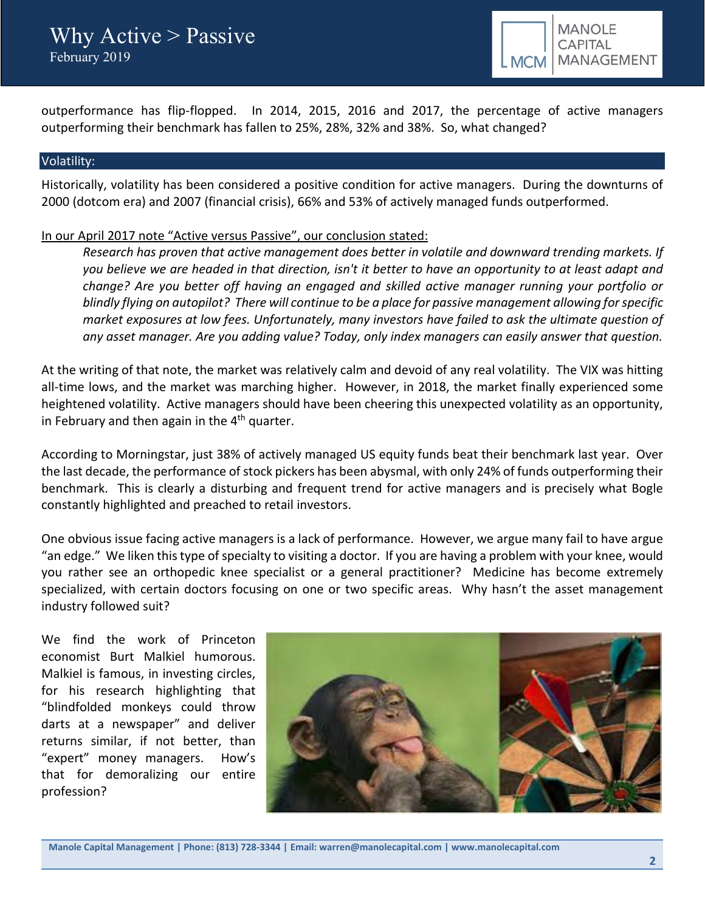outperformance has flip-flopped. In 2014, 2015, 2016 and 2017, the percentage of active managers outperforming their benchmark has fallen to 25%, 28%, 32% and 38%. So, what changed?

## Volatility:

Historically, volatility has been considered a positive condition for active managers. During the downturns of 2000 (dotcom era) and 2007 (financial crisis), 66% and 53% of actively managed funds outperformed.

<u>In our April 2017 note "Active versus Passive", our conclusion stated:</u>

> *Research has proven that active management does better in volatile and downward trending markets. If you believe we are headed in that direction, isn't it better to have an opportunity to at least adapt and change? Are you better off having an engaged and skilled active manager running your portfolio or blindly flying on autopilot? There will continue to be a place for passive management allowing for specific market exposures at low fees. Unfortunately, many investors have failed to ask the ultimate question of any asset manager. Are you adding value? Today, only index managers can easily answer that question.*

At the writing of that note, the market was relatively calm and devoid of any real volatility. The VIX was hitting all-time lows, and the market was marching higher. However, in 2018, the market finally experienced some heightened volatility. Active managers should have been cheering this unexpected volatility as an opportunity, in February and then again in the 4th quarter.

According to Morningstar, just 38% of actively managed US equity funds beat their benchmark last year. Over the last decade, the performance of stock pickers has been abysmal, with only 24% of funds outperforming their benchmark. This is clearly a disturbing and frequent trend for active managers and is precisely what Bogle constantly highlighted and preached to retail investors.

One obvious issue facing active managers is a lack of performance. However, we argue many fail to have argue "an edge." We liken this type of specialty to visiting a doctor. If you are having a problem with your knee, would you rather see an orthopedic knee specialist or a general practitioner? Medicine has become extremely specialized, with certain doctors focusing on one or two specific areas. Why hasn't the asset management industry followed suit?

We find the work of Princeton economist Burt Malkiel humorous. Malkiel is famous, in investing circles, for his research highlighting that "blindfolded monkeys could throw darts at a newspaper" and deliver returns similar, if not better, than "expert" money managers. How's that for demoralizing our entire profession?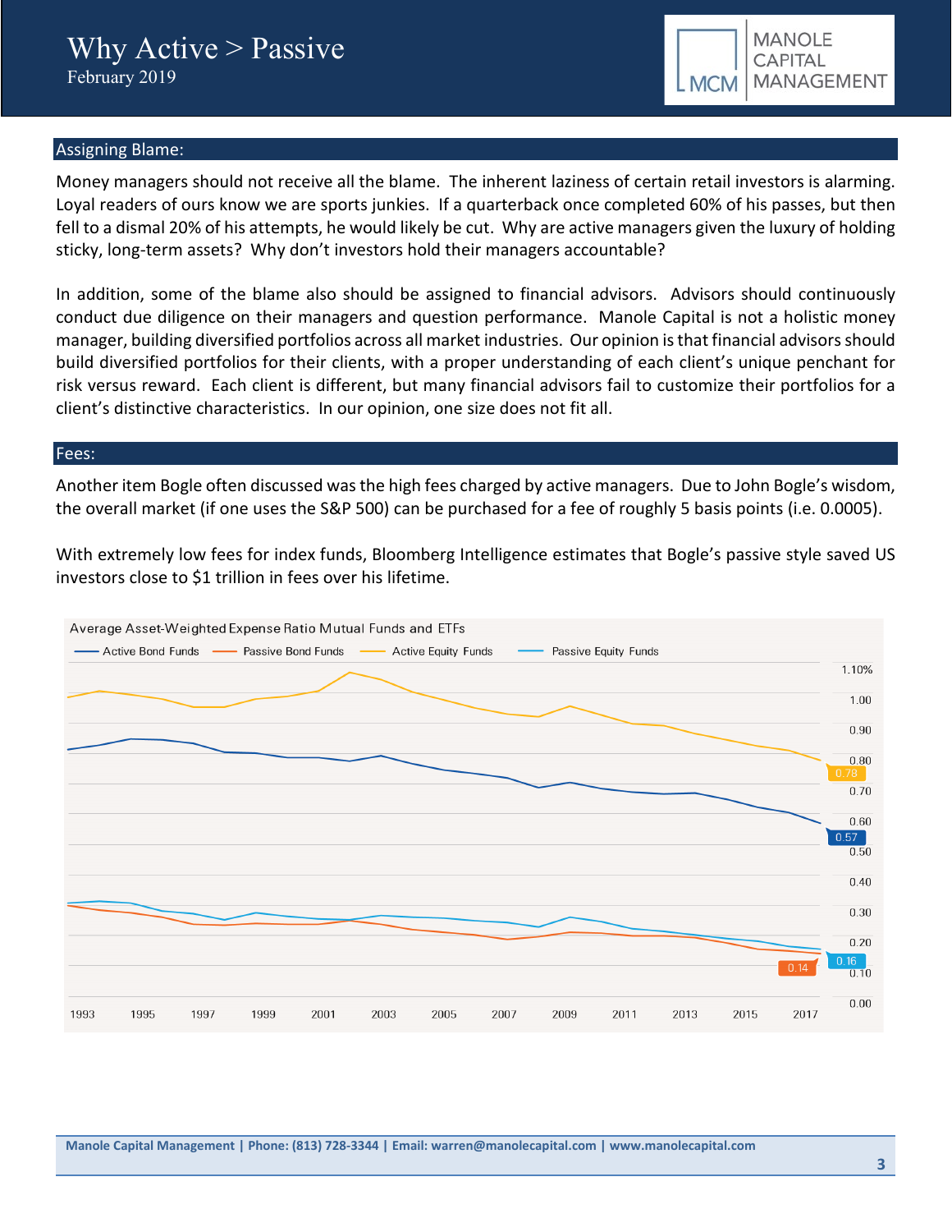## Assigning Blame:

Money managers should not receive all the blame. The inherent laziness of certain retail investors is alarming. Loyal readers of ours know we are sports junkies. If a quarterback once completed 60% of his passes, but then fell to a dismal 20% of his attempts, he would likely be cut. Why are active managers given the luxury of holding sticky, long-term assets? Why don't investors hold their managers accountable?

In addition, some of the blame also should be assigned to financial advisors. Advisors should continuously conduct due diligence on their managers and question performance. Manole Capital is not a holistic money manager, building diversified portfolios across all market industries. Our opinion is that financial advisors should build diversified portfolios for their clients, with a proper understanding of each client's unique penchant for risk versus reward. Each client is different, but many financial advisors fail to customize their portfolios for a client's distinctive characteristics. In our opinion, one size does not fit all.

## Fees:

Another item Bogle often discussed was the high fees charged by active managers. Due to John Bogle's wisdom, the overall market (if one uses the S&P 500) can be purchased for a fee of roughly 5 basis points (i.e. 0.0005).

With extremely low fees for index funds, Bloomberg Intelligence estimates that Bogle's passive style saved US investors close to $1 trillion in fees over his lifetime.

Average Asset-Weighted Expense Ratio Mutual Funds and ETFs

Legend: Active Bond Funds, Passive Bond Funds, Active Equity Funds, Passive Equity Funds

2017 values: Active Equity Funds 0.78; Active Bond Funds 0.57; Passive Equity Funds 0.16; Passive Bond Funds 0.14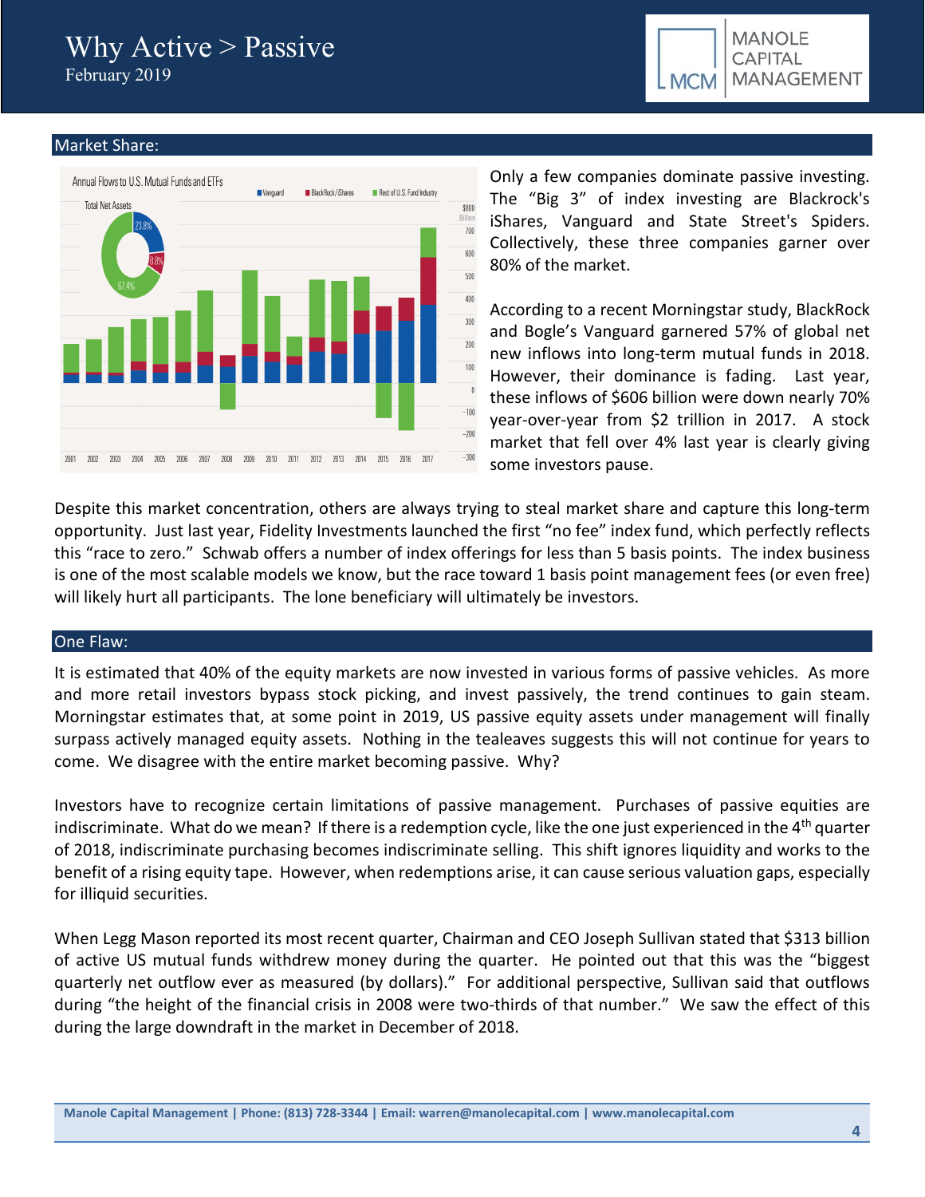## Market Share:

Only a few companies dominate passive investing. The "Big 3" of index investing are Blackrock's iShares, Vanguard and State Street's Spiders. Collectively, these three companies garner over 80% of the market.

According to a recent Morningstar study, BlackRock and Bogle's Vanguard garnered 57% of global net new inflows into long-term mutual funds in 2018. However, their dominance is fading. Last year, these inflows of $606 billion were down nearly 70% year-over-year from $2 trillion in 2017. A stock market that fell over 4% last year is clearly giving some investors pause.

Despite this market concentration, others are always trying to steal market share and capture this long-term opportunity. Just last year, Fidelity Investments launched the first "no fee" index fund, which perfectly reflects this "race to zero." Schwab offers a number of index offerings for less than 5 basis points. The index business is one of the most scalable models we know, but the race toward 1 basis point management fees (or even free) will likely hurt all participants. The lone beneficiary will ultimately be investors.

## One Flaw:

It is estimated that 40% of the equity markets are now invested in various forms of passive vehicles. As more and more retail investors bypass stock picking, and invest passively, the trend continues to gain steam. Morningstar estimates that, at some point in 2019, US passive equity assets under management will finally surpass actively managed equity assets. Nothing in the tealeaves suggests this will not continue for years to come. We disagree with the entire market becoming passive. Why?

Investors have to recognize certain limitations of passive management. Purchases of passive equities are indiscriminate. What do we mean? If there is a redemption cycle, like the one just experienced in the 4th quarter of 2018, indiscriminate purchasing becomes indiscriminate selling. This shift ignores liquidity and works to the benefit of a rising equity tape. However, when redemptions arise, it can cause serious valuation gaps, especially for illiquid securities.

When Legg Mason reported its most recent quarter, Chairman and CEO Joseph Sullivan stated that $313 billion of active US mutual funds withdrew money during the quarter. He pointed out that this was the "biggest quarterly net outflow ever as measured (by dollars)." For additional perspective, Sullivan said that outflows during "the height of the financial crisis in 2008 were two-thirds of that number." We saw the effect of this during the large downdraft in the market in December of 2018.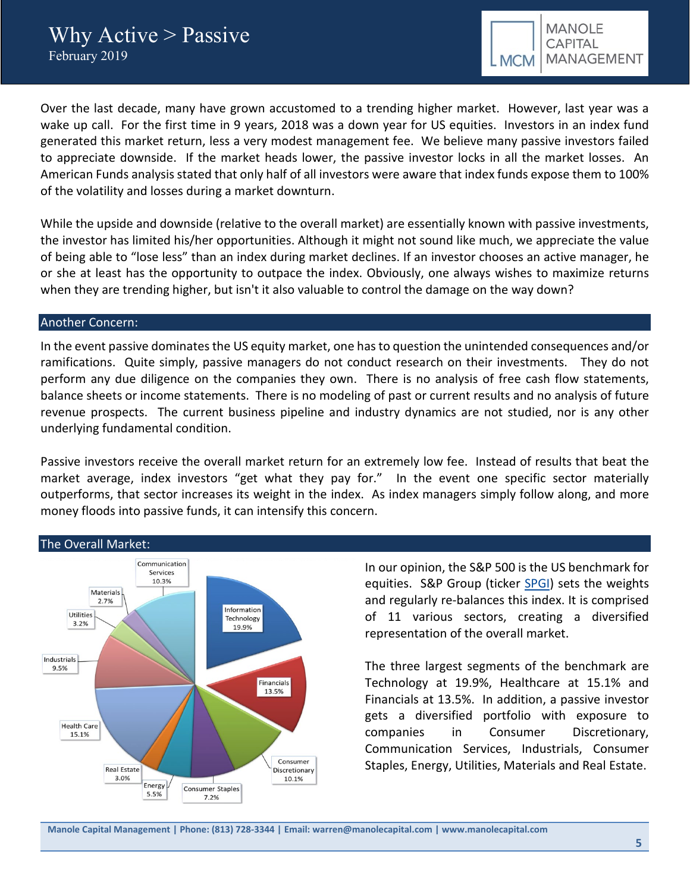# Why Active > Passive

February 2019

Over the last decade, many have grown accustomed to a trending higher market. However, last year was a wake up call. For the first time in 9 years, 2018 was a down year for US equities. Investors in an index fund generated this market return, less a very modest management fee. We believe many passive investors failed to appreciate downside. If the market heads lower, the passive investor locks in all the market losses. An American Funds analysis stated that only half of all investors were aware that index funds expose them to 100% of the volatility and losses during a market downturn.

While the upside and downside (relative to the overall market) are essentially known with passive investments, the investor has limited his/her opportunities. Although it might not sound like much, we appreciate the value of being able to "lose less" than an index during market declines. If an investor chooses an active manager, he or she at least has the opportunity to outpace the index. Obviously, one always wishes to maximize returns when they are trending higher, but isn't it also valuable to control the damage on the way down?

## Another Concern:

In the event passive dominates the US equity market, one has to question the unintended consequences and/or ramifications. Quite simply, passive managers do not conduct research on their investments. They do not perform any due diligence on the companies they own. There is no analysis of free cash flow statements, balance sheets or income statements. There is no modeling of past or current results and no analysis of future revenue prospects. The current business pipeline and industry dynamics are not studied, nor is any other underlying fundamental condition.

Passive investors receive the overall market return for an extremely low fee. Instead of results that beat the market average, index investors "get what they pay for." In the event one specific sector materially outperforms, that sector increases its weight in the index. As index managers simply follow along, and more money floods into passive funds, it can intensify this concern.

## The Overall Market:

| Sector | Weight |
|---|---|
| Information Technology | 19.9% |
| Financials | 13.5% |
| Consumer Discretionary | 10.1% |
| Consumer Staples | 7.2% |
| Energy | 5.5% |
| Real Estate | 3.0% |
| Health Care | 15.1% |
| Industrials | 9.5% |
| Utilities | 3.2% |
| Materials | 2.7% |
| Communication Services | 10.3% |

In our opinion, the S&P 500 is the US benchmark for equities. S&P Group (ticker SPGI) sets the weights and regularly re-balances this index. It is comprised of 11 various sectors, creating a diversified representation of the overall market.

The three largest segments of the benchmark are Technology at 19.9%, Healthcare at 15.1% and Financials at 13.5%. In addition, a passive investor gets a diversified portfolio with exposure to companies in Consumer Discretionary, Communication Services, Industrials, Consumer Staples, Energy, Utilities, Materials and Real Estate.

Manole Capital Management | Phone: (813) 728-3344 | Email: warren@manolecapital.com | www.manolecapital.com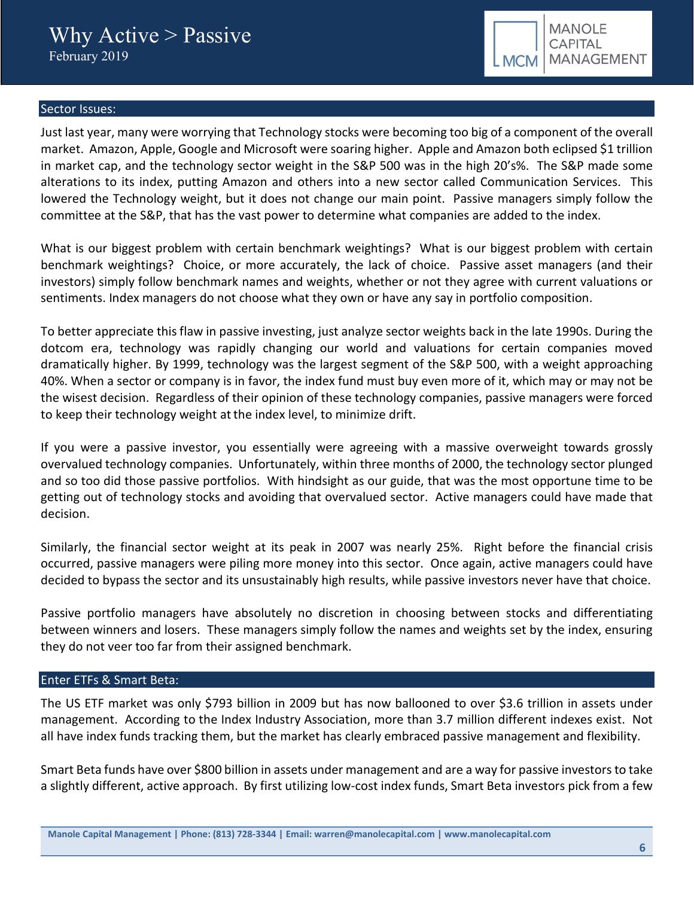## Sector Issues:

Just last year, many were worrying that Technology stocks were becoming too big of a component of the overall market. Amazon, Apple, Google and Microsoft were soaring higher. Apple and Amazon both eclipsed $1 trillion in market cap, and the technology sector weight in the S&P 500 was in the high 20's%. The S&P made some alterations to its index, putting Amazon and others into a new sector called Communication Services. This lowered the Technology weight, but it does not change our main point. Passive managers simply follow the committee at the S&P, that has the vast power to determine what companies are added to the index.

What is our biggest problem with certain benchmark weightings? What is our biggest problem with certain benchmark weightings? Choice, or more accurately, the lack of choice. Passive asset managers (and their investors) simply follow benchmark names and weights, whether or not they agree with current valuations or sentiments. Index managers do not choose what they own or have any say in portfolio composition.

To better appreciate this flaw in passive investing, just analyze sector weights back in the late 1990s. During the dotcom era, technology was rapidly changing our world and valuations for certain companies moved dramatically higher. By 1999, technology was the largest segment of the S&P 500, with a weight approaching 40%. When a sector or company is in favor, the index fund must buy even more of it, which may or may not be the wisest decision. Regardless of their opinion of these technology companies, passive managers were forced to keep their technology weight at the index level, to minimize drift.

If you were a passive investor, you essentially were agreeing with a massive overweight towards grossly overvalued technology companies. Unfortunately, within three months of 2000, the technology sector plunged and so too did those passive portfolios. With hindsight as our guide, that was the most opportune time to be getting out of technology stocks and avoiding that overvalued sector. Active managers could have made that decision.

Similarly, the financial sector weight at its peak in 2007 was nearly 25%. Right before the financial crisis occurred, passive managers were piling more money into this sector. Once again, active managers could have decided to bypass the sector and its unsustainably high results, while passive investors never have that choice.

Passive portfolio managers have absolutely no discretion in choosing between stocks and differentiating between winners and losers. These managers simply follow the names and weights set by the index, ensuring they do not veer too far from their assigned benchmark.

## Enter ETFs & Smart Beta:

The US ETF market was only $793 billion in 2009 but has now ballooned to over $3.6 trillion in assets under management. According to the Index Industry Association, more than 3.7 million different indexes exist. Not all have index funds tracking them, but the market has clearly embraced passive management and flexibility.

Smart Beta funds have over $800 billion in assets under management and are a way for passive investors to take a slightly different, active approach. By first utilizing low-cost index funds, Smart Beta investors pick from a few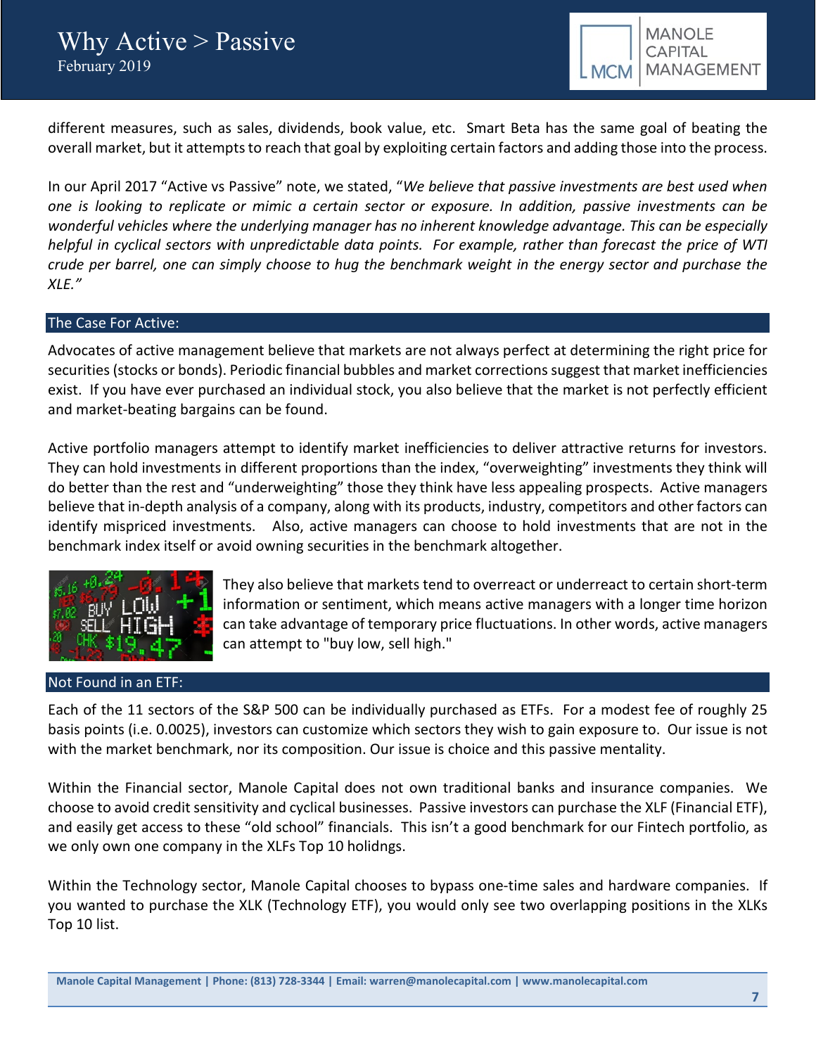different measures, such as sales, dividends, book value, etc. Smart Beta has the same goal of beating the overall market, but it attempts to reach that goal by exploiting certain factors and adding those into the process.

In our April 2017 "Active vs Passive" note, we stated, "*We believe that passive investments are best used when one is looking to replicate or mimic a certain sector or exposure. In addition, passive investments can be wonderful vehicles where the underlying manager has no inherent knowledge advantage. This can be especially helpful in cyclical sectors with unpredictable data points. For example, rather than forecast the price of WTI crude per barrel, one can simply choose to hug the benchmark weight in the energy sector and purchase the XLE.*"

## The Case For Active:

Advocates of active management believe that markets are not always perfect at determining the right price for securities (stocks or bonds). Periodic financial bubbles and market corrections suggest that market inefficiencies exist. If you have ever purchased an individual stock, you also believe that the market is not perfectly efficient and market-beating bargains can be found.

Active portfolio managers attempt to identify market inefficiencies to deliver attractive returns for investors. They can hold investments in different proportions than the index, "overweighting" investments they think will do better than the rest and "underweighting" those they think have less appealing prospects. Active managers believe that in-depth analysis of a company, along with its products, industry, competitors and other factors can identify mispriced investments. Also, active managers can choose to hold investments that are not in the benchmark index itself or avoid owning securities in the benchmark altogether.

They also believe that markets tend to overreact or underreact to certain short-term information or sentiment, which means active managers with a longer time horizon can take advantage of temporary price fluctuations. In other words, active managers can attempt to "buy low, sell high."

## Not Found in an ETF:

Each of the 11 sectors of the S&P 500 can be individually purchased as ETFs. For a modest fee of roughly 25 basis points (i.e. 0.0025), investors can customize which sectors they wish to gain exposure to. Our issue is not with the market benchmark, nor its composition. Our issue is choice and this passive mentality.

Within the Financial sector, Manole Capital does not own traditional banks and insurance companies. We choose to avoid credit sensitivity and cyclical businesses. Passive investors can purchase the XLF (Financial ETF), and easily get access to these "old school" financials. This isn't a good benchmark for our Fintech portfolio, as we only own one company in the XLFs Top 10 holidngs.

Within the Technology sector, Manole Capital chooses to bypass one-time sales and hardware companies. If you wanted to purchase the XLK (Technology ETF), you would only see two overlapping positions in the XLKs Top 10 list.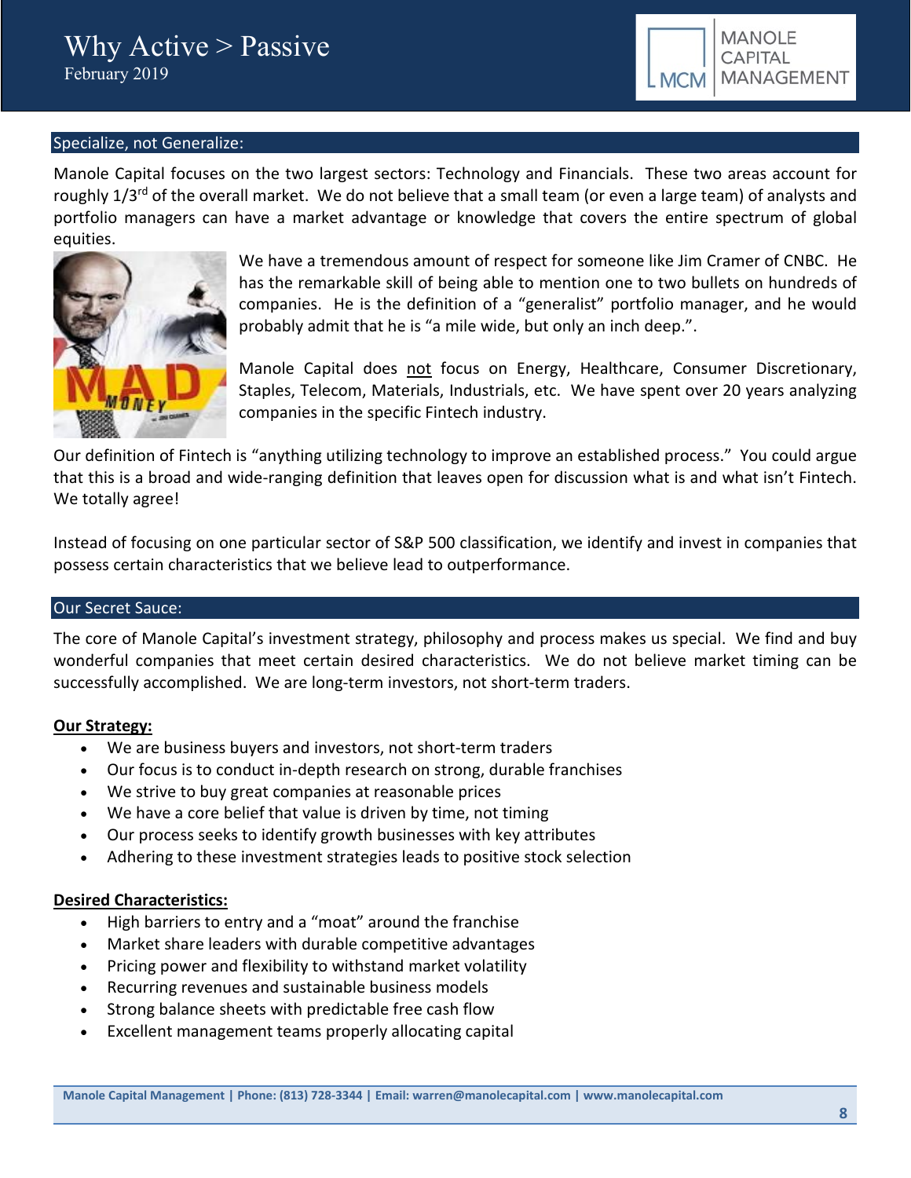## Specialize, not Generalize:

Manole Capital focuses on the two largest sectors: Technology and Financials. These two areas account for roughly 1/3rd of the overall market. We do not believe that a small team (or even a large team) of analysts and portfolio managers can have a market advantage or knowledge that covers the entire spectrum of global equities.

We have a tremendous amount of respect for someone like Jim Cramer of CNBC. He has the remarkable skill of being able to mention one to two bullets on hundreds of companies. He is the definition of a "generalist" portfolio manager, and he would probably admit that he is "a mile wide, but only an inch deep.".

Manole Capital does not focus on Energy, Healthcare, Consumer Discretionary, Staples, Telecom, Materials, Industrials, etc. We have spent over 20 years analyzing companies in the specific Fintech industry.

Our definition of Fintech is "anything utilizing technology to improve an established process." You could argue that this is a broad and wide-ranging definition that leaves open for discussion what is and what isn't Fintech. We totally agree!

Instead of focusing on one particular sector of S&P 500 classification, we identify and invest in companies that possess certain characteristics that we believe lead to outperformance.

## Our Secret Sauce:

The core of Manole Capital's investment strategy, philosophy and process makes us special. We find and buy wonderful companies that meet certain desired characteristics. We do not believe market timing can be successfully accomplished. We are long-term investors, not short-term traders.

**Our Strategy:**

- We are business buyers and investors, not short-term traders
- Our focus is to conduct in-depth research on strong, durable franchises
- We strive to buy great companies at reasonable prices
- We have a core belief that value is driven by time, not timing
- Our process seeks to identify growth businesses with key attributes
- Adhering to these investment strategies leads to positive stock selection

**Desired Characteristics:**

- High barriers to entry and a "moat" around the franchise
- Market share leaders with durable competitive advantages
- Pricing power and flexibility to withstand market volatility
- Recurring revenues and sustainable business models
- Strong balance sheets with predictable free cash flow
- Excellent management teams properly allocating capital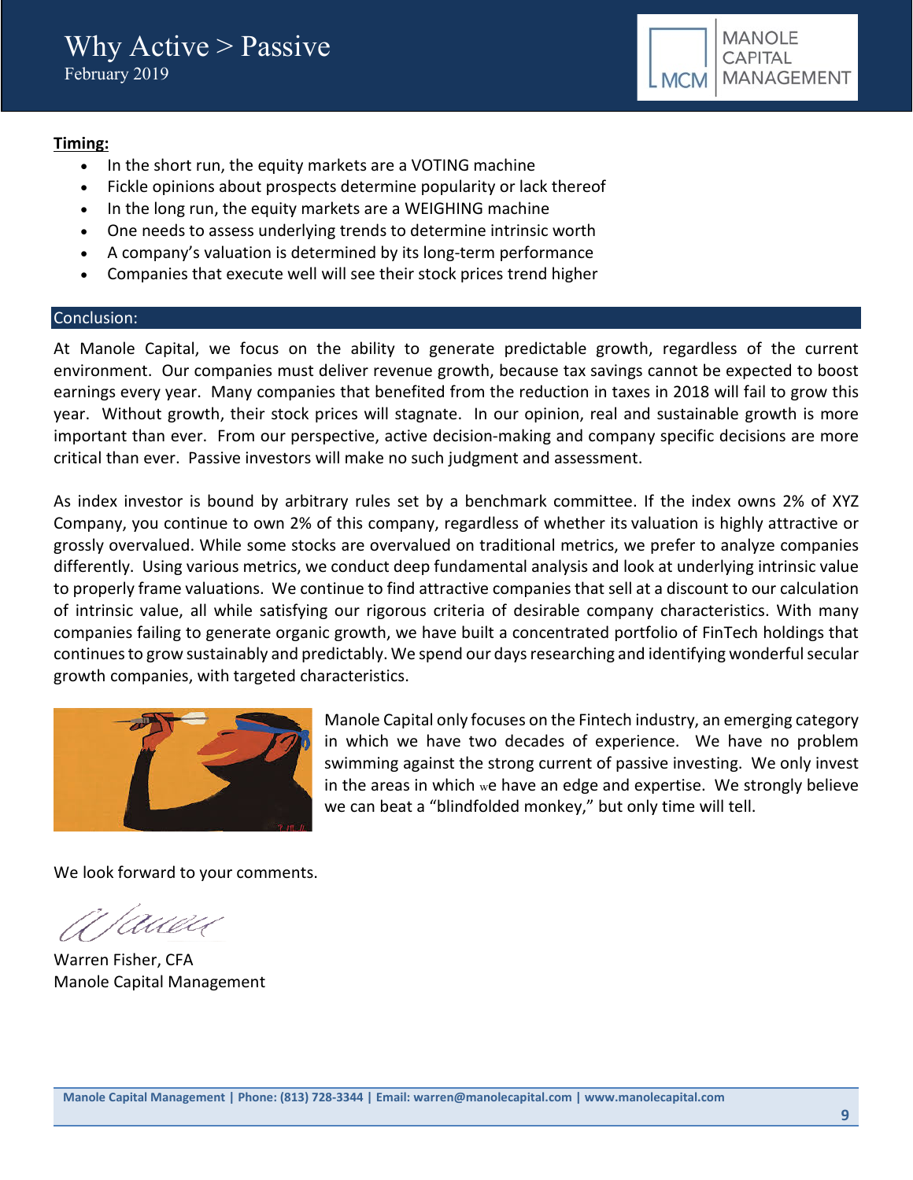**Timing:**

- In the short run, the equity markets are a VOTING machine
- Fickle opinions about prospects determine popularity or lack thereof
- In the long run, the equity markets are a WEIGHING machine
- One needs to assess underlying trends to determine intrinsic worth
- A company's valuation is determined by its long-term performance
- Companies that execute well will see their stock prices trend higher

## Conclusion:

At Manole Capital, we focus on the ability to generate predictable growth, regardless of the current environment. Our companies must deliver revenue growth, because tax savings cannot be expected to boost earnings every year. Many companies that benefited from the reduction in taxes in 2018 will fail to grow this year. Without growth, their stock prices will stagnate. In our opinion, real and sustainable growth is more important than ever. From our perspective, active decision-making and company specific decisions are more critical than ever. Passive investors will make no such judgment and assessment.

As index investor is bound by arbitrary rules set by a benchmark committee. If the index owns 2% of XYZ Company, you continue to own 2% of this company, regardless of whether its valuation is highly attractive or grossly overvalued. While some stocks are overvalued on traditional metrics, we prefer to analyze companies differently. Using various metrics, we conduct deep fundamental analysis and look at underlying intrinsic value to properly frame valuations. We continue to find attractive companies that sell at a discount to our calculation of intrinsic value, all while satisfying our rigorous criteria of desirable company characteristics. With many companies failing to generate organic growth, we have built a concentrated portfolio of FinTech holdings that continues to grow sustainably and predictably. We spend our days researching and identifying wonderful secular growth companies, with targeted characteristics.

Manole Capital only focuses on the Fintech industry, an emerging category in which we have two decades of experience. We have no problem swimming against the strong current of passive investing. We only invest in the areas in which we have an edge and expertise. We strongly believe we can beat a "blindfolded monkey," but only time will tell.

We look forward to your comments.

Warren Fisher, CFA
Manole Capital Management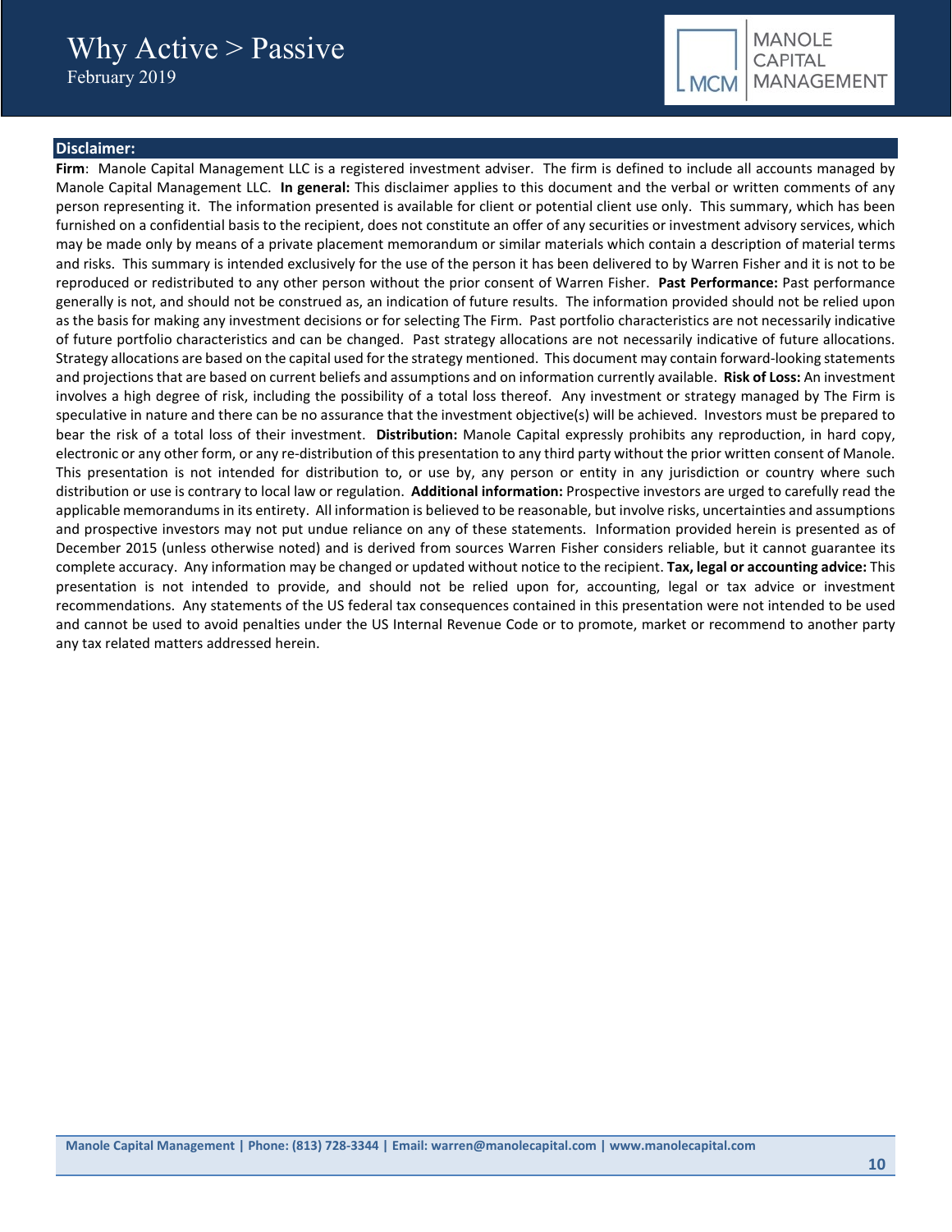## Disclaimer:

**Firm**: Manole Capital Management LLC is a registered investment adviser. The firm is defined to include all accounts managed by Manole Capital Management LLC. **In general:** This disclaimer applies to this document and the verbal or written comments of any person representing it. The information presented is available for client or potential client use only. This summary, which has been furnished on a confidential basis to the recipient, does not constitute an offer of any securities or investment advisory services, which may be made only by means of a private placement memorandum or similar materials which contain a description of material terms and risks. This summary is intended exclusively for the use of the person it has been delivered to by Warren Fisher and it is not to be reproduced or redistributed to any other person without the prior consent of Warren Fisher. **Past Performance:** Past performance generally is not, and should not be construed as, an indication of future results. The information provided should not be relied upon as the basis for making any investment decisions or for selecting The Firm. Past portfolio characteristics are not necessarily indicative of future portfolio characteristics and can be changed. Past strategy allocations are not necessarily indicative of future allocations. Strategy allocations are based on the capital used for the strategy mentioned. This document may contain forward-looking statements and projections that are based on current beliefs and assumptions and on information currently available. **Risk of Loss:** An investment involves a high degree of risk, including the possibility of a total loss thereof. Any investment or strategy managed by The Firm is speculative in nature and there can be no assurance that the investment objective(s) will be achieved. Investors must be prepared to bear the risk of a total loss of their investment. **Distribution:** Manole Capital expressly prohibits any reproduction, in hard copy, electronic or any other form, or any re-distribution of this presentation to any third party without the prior written consent of Manole. This presentation is not intended for distribution to, or use by, any person or entity in any jurisdiction or country where such distribution or use is contrary to local law or regulation. **Additional information:** Prospective investors are urged to carefully read the applicable memorandums in its entirety. All information is believed to be reasonable, but involve risks, uncertainties and assumptions and prospective investors may not put undue reliance on any of these statements. Information provided herein is presented as of December 2015 (unless otherwise noted) and is derived from sources Warren Fisher considers reliable, but it cannot guarantee its complete accuracy. Any information may be changed or updated without notice to the recipient. **Tax, legal or accounting advice:** This presentation is not intended to provide, and should not be relied upon for, accounting, legal or tax advice or investment recommendations. Any statements of the US federal tax consequences contained in this presentation were not intended to be used and cannot be used to avoid penalties under the US Internal Revenue Code or to promote, market or recommend to another party any tax related matters addressed herein.